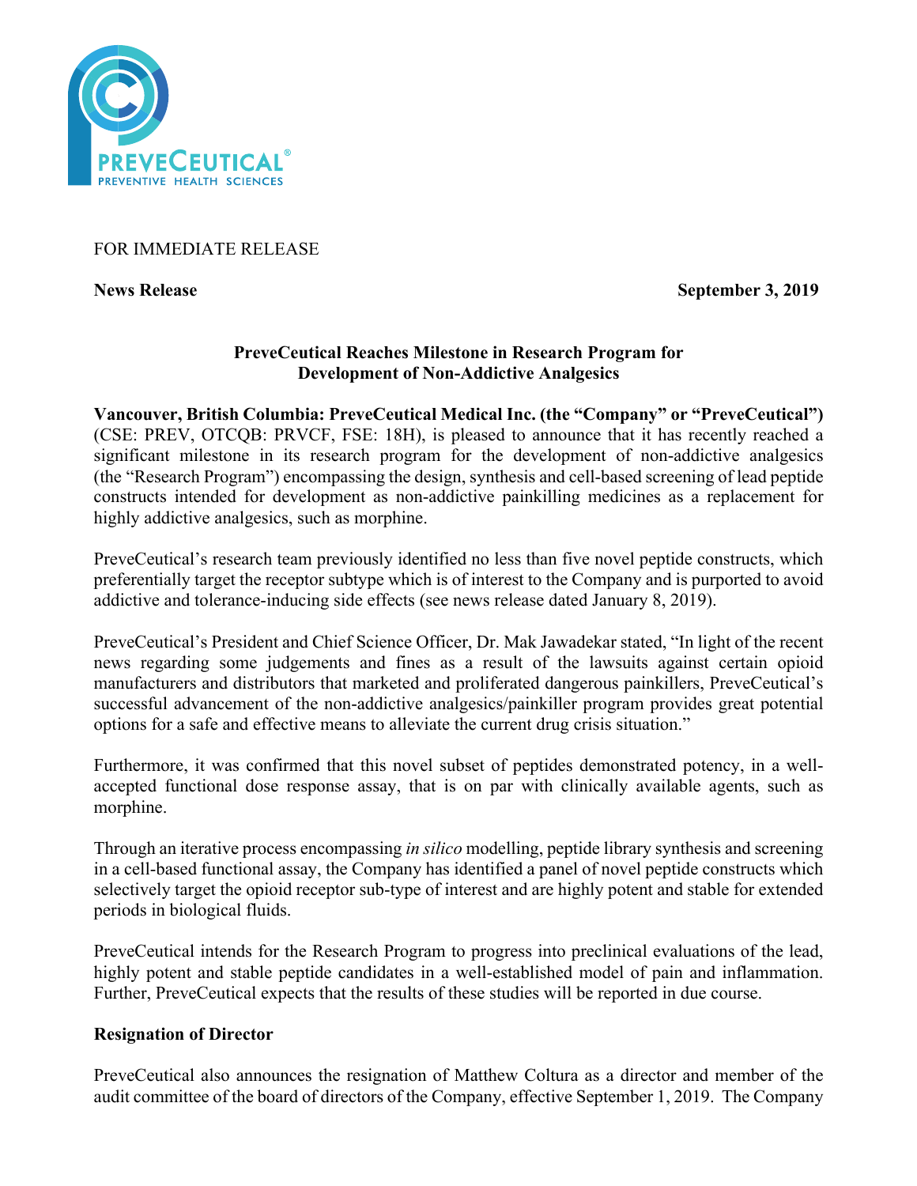FOR IMMEDIATE RELEASE

**News Release** **September 3, 2019**

## PreveCeutical Reaches Milestone in Research Program for Development of Non-Addictive Analgesics

**Vancouver, British Columbia: PreveCeutical Medical Inc. (the "Company" or "PreveCeutical")** (CSE: PREV, OTCQB: PRVCF, FSE: 18H), is pleased to announce that it has recently reached a significant milestone in its research program for the development of non-addictive analgesics (the "Research Program") encompassing the design, synthesis and cell-based screening of lead peptide constructs intended for development as non-addictive painkilling medicines as a replacement for highly addictive analgesics, such as morphine.

PreveCeutical's research team previously identified no less than five novel peptide constructs, which preferentially target the receptor subtype which is of interest to the Company and is purported to avoid addictive and tolerance-inducing side effects (see news release dated January 8, 2019).

PreveCeutical's President and Chief Science Officer, Dr. Mak Jawadekar stated, "In light of the recent news regarding some judgements and fines as a result of the lawsuits against certain opioid manufacturers and distributors that marketed and proliferated dangerous painkillers, PreveCeutical's successful advancement of the non-addictive analgesics/painkiller program provides great potential options for a safe and effective means to alleviate the current drug crisis situation."

Furthermore, it was confirmed that this novel subset of peptides demonstrated potency, in a well-accepted functional dose response assay, that is on par with clinically available agents, such as morphine.

Through an iterative process encompassing *in silico* modelling, peptide library synthesis and screening in a cell-based functional assay, the Company has identified a panel of novel peptide constructs which selectively target the opioid receptor sub-type of interest and are highly potent and stable for extended periods in biological fluids.

PreveCeutical intends for the Research Program to progress into preclinical evaluations of the lead, highly potent and stable peptide candidates in a well-established model of pain and inflammation. Further, PreveCeutical expects that the results of these studies will be reported in due course.

### Resignation of Director

PreveCeutical also announces the resignation of Matthew Coltura as a director and member of the audit committee of the board of directors of the Company, effective September 1, 2019. The Company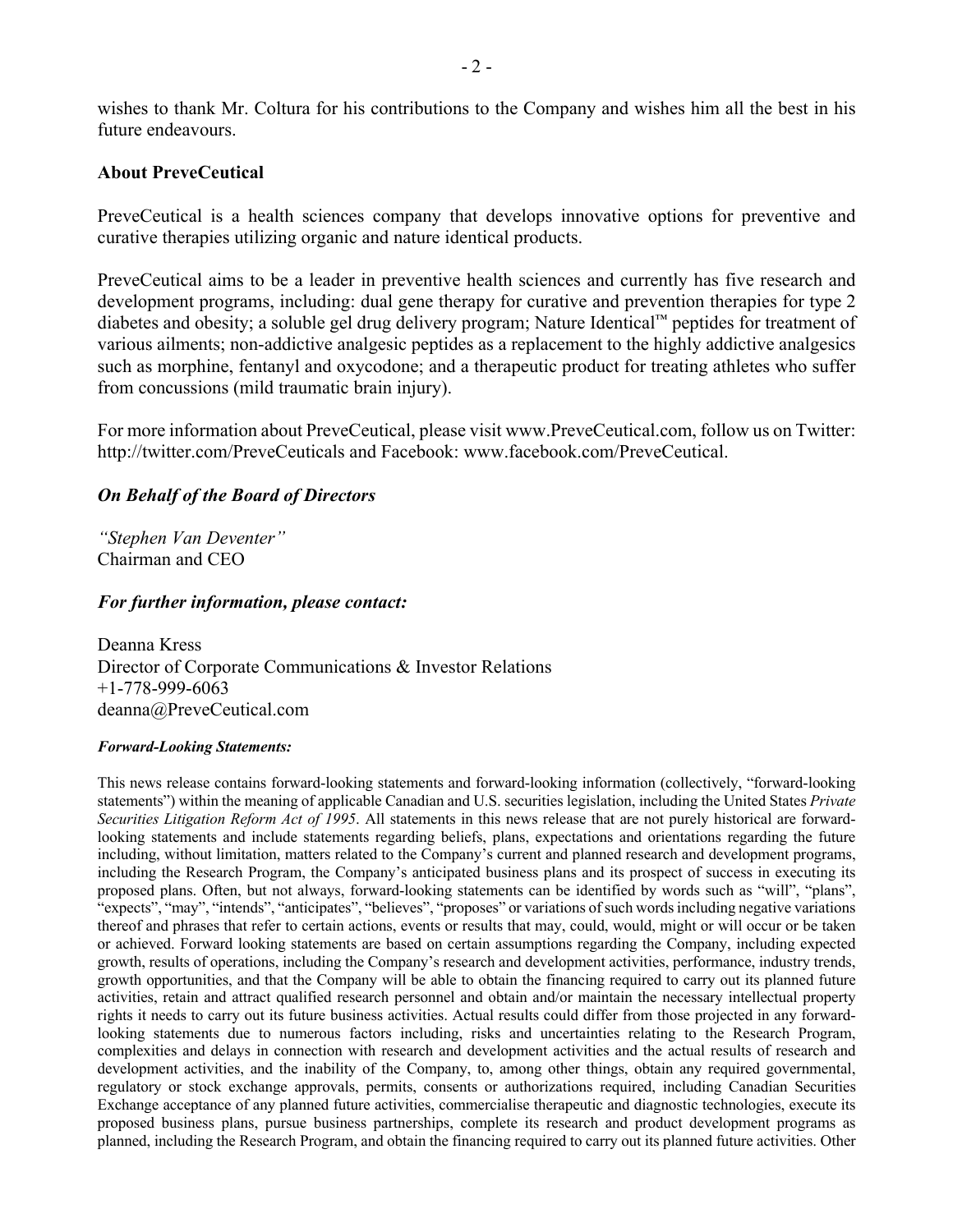wishes to thank Mr. Coltura for his contributions to the Company and wishes him all the best in his future endeavours.

## About PreveCeutical

PreveCeutical is a health sciences company that develops innovative options for preventive and curative therapies utilizing organic and nature identical products.

PreveCeutical aims to be a leader in preventive health sciences and currently has five research and development programs, including: dual gene therapy for curative and prevention therapies for type 2 diabetes and obesity; a soluble gel drug delivery program; Nature Identical™ peptides for treatment of various ailments; non-addictive analgesic peptides as a replacement to the highly addictive analgesics such as morphine, fentanyl and oxycodone; and a therapeutic product for treating athletes who suffer from concussions (mild traumatic brain injury).

For more information about PreveCeutical, please visit www.PreveCeutical.com, follow us on Twitter: http://twitter.com/PreveCeuticals and Facebook: www.facebook.com/PreveCeutical.

***On Behalf of the Board of Directors***

*"Stephen Van Deventer"*
Chairman and CEO

***For further information, please contact:***

Deanna Kress
Director of Corporate Communications & Investor Relations
+1-778-999-6063
deanna@PreveCeutical.com

***Forward-Looking Statements:***

This news release contains forward-looking statements and forward-looking information (collectively, "forward-looking statements") within the meaning of applicable Canadian and U.S. securities legislation, including the United States *Private Securities Litigation Reform Act of 1995*. All statements in this news release that are not purely historical are forward-looking statements and include statements regarding beliefs, plans, expectations and orientations regarding the future including, without limitation, matters related to the Company's current and planned research and development programs, including the Research Program, the Company's anticipated business plans and its prospect of success in executing its proposed plans. Often, but not always, forward-looking statements can be identified by words such as "will", "plans", "expects", "may", "intends", "anticipates", "believes", "proposes" or variations of such words including negative variations thereof and phrases that refer to certain actions, events or results that may, could, would, might or will occur or be taken or achieved. Forward looking statements are based on certain assumptions regarding the Company, including expected growth, results of operations, including the Company's research and development activities, performance, industry trends, growth opportunities, and that the Company will be able to obtain the financing required to carry out its planned future activities, retain and attract qualified research personnel and obtain and/or maintain the necessary intellectual property rights it needs to carry out its future business activities. Actual results could differ from those projected in any forward-looking statements due to numerous factors including, risks and uncertainties relating to the Research Program, complexities and delays in connection with research and development activities and the actual results of research and development activities, and the inability of the Company, to, among other things, obtain any required governmental, regulatory or stock exchange approvals, permits, consents or authorizations required, including Canadian Securities Exchange acceptance of any planned future activities, commercialise therapeutic and diagnostic technologies, execute its proposed business plans, pursue business partnerships, complete its research and product development programs as planned, including the Research Program, and obtain the financing required to carry out its planned future activities. Other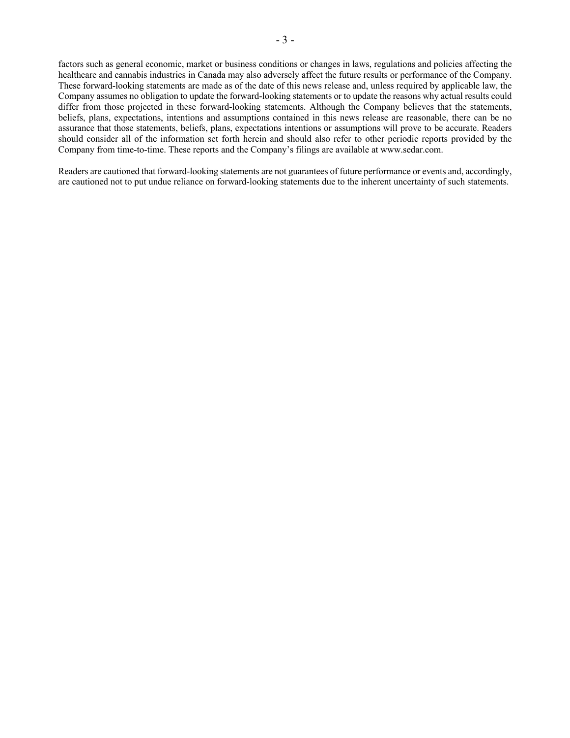factors such as general economic, market or business conditions or changes in laws, regulations and policies affecting the healthcare and cannabis industries in Canada may also adversely affect the future results or performance of the Company. These forward-looking statements are made as of the date of this news release and, unless required by applicable law, the Company assumes no obligation to update the forward-looking statements or to update the reasons why actual results could differ from those projected in these forward-looking statements. Although the Company believes that the statements, beliefs, plans, expectations, intentions and assumptions contained in this news release are reasonable, there can be no assurance that those statements, beliefs, plans, expectations intentions or assumptions will prove to be accurate. Readers should consider all of the information set forth herein and should also refer to other periodic reports provided by the Company from time-to-time. These reports and the Company's filings are available at www.sedar.com.

Readers are cautioned that forward-looking statements are not guarantees of future performance or events and, accordingly, are cautioned not to put undue reliance on forward-looking statements due to the inherent uncertainty of such statements.